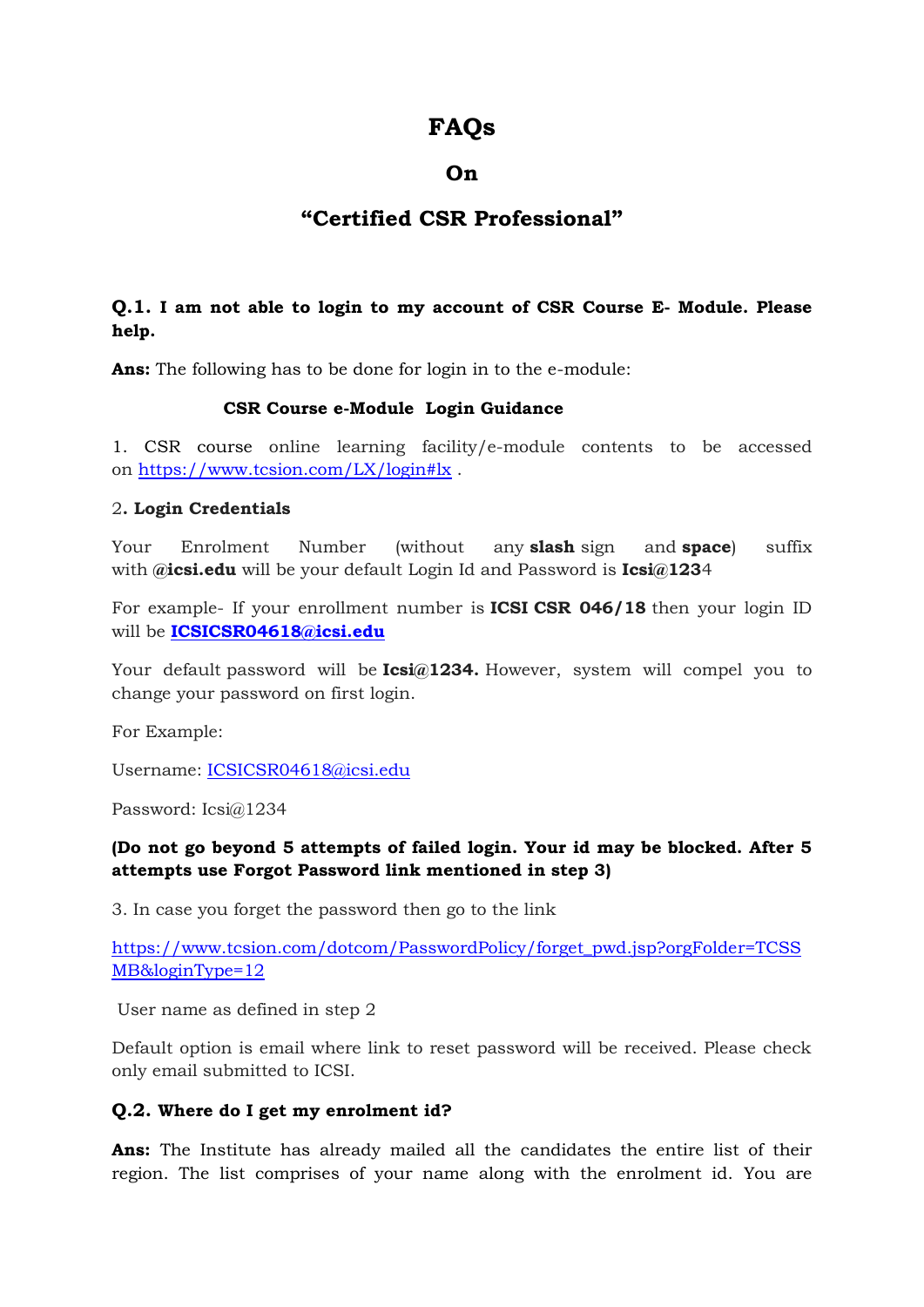# FAQs

## On

## "Certified CSR Professional"

**Q.1. I am not able to login to my account of CSR Course E- Module. Please help.**

**Ans:** The following has to be done for login in to the e-module:

**CSR Course e-Module Login Guidance**

1. CSR course online learning facility/e-module contents to be accessed on https://www.tcsion.com/LX/login#lx .

2**. Login Credentials**

Your Enrolment Number (without any **slash** sign and **space**) suffix with **@icsi.edu** will be your default Login Id and Password is **Icsi@123**4

For example- If your enrollment number is **ICSI CSR 046/18** then your login ID will be **ICSICSR04618@icsi.edu**

Your default password will be **Icsi@1234.** However, system will compel you to change your password on first login.

For Example:

Username: ICSICSR04618@icsi.edu

Password: Icsi@1234

**(Do not go beyond 5 attempts of failed login. Your id may be blocked. After 5 attempts use Forgot Password link mentioned in step 3)**

3. In case you forget the password then go to the link

https://www.tcsion.com/dotcom/PasswordPolicy/forget_pwd.jsp?orgFolder=TCSSMB&loginType=12

User name as defined in step 2

Default option is email where link to reset password will be received. Please check only email submitted to ICSI.

**Q.2. Where do I get my enrolment id?**

**Ans:** The Institute has already mailed all the candidates the entire list of their region. The list comprises of your name along with the enrolment id. You are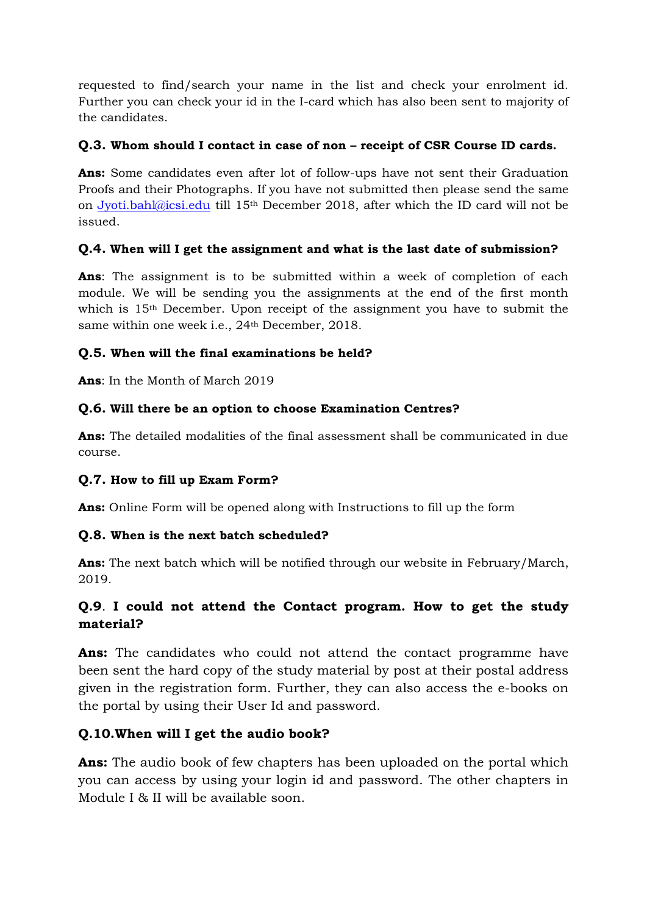requested to find/search your name in the list and check your enrolment id. Further you can check your id in the I-card which has also been sent to majority of the candidates.

**Q.3. Whom should I contact in case of non – receipt of CSR Course ID cards.**

**Ans:** Some candidates even after lot of follow-ups have not sent their Graduation Proofs and their Photographs. If you have not submitted then please send the same on Jyoti.bahl@icsi.edu till 15th December 2018, after which the ID card will not be issued.

**Q.4. When will I get the assignment and what is the last date of submission?**

**Ans**: The assignment is to be submitted within a week of completion of each module. We will be sending you the assignments at the end of the first month which is 15th December. Upon receipt of the assignment you have to submit the same within one week i.e., 24th December, 2018.

**Q.5. When will the final examinations be held?**

**Ans**: In the Month of March 2019

**Q.6. Will there be an option to choose Examination Centres?**

**Ans:** The detailed modalities of the final assessment shall be communicated in due course.

**Q.7. How to fill up Exam Form?**

**Ans:** Online Form will be opened along with Instructions to fill up the form

**Q.8. When is the next batch scheduled?**

**Ans:** The next batch which will be notified through our website in February/March, 2019.

**Q.9. I could not attend the Contact program. How to get the study material?**

**Ans:** The candidates who could not attend the contact programme have been sent the hard copy of the study material by post at their postal address given in the registration form. Further, they can also access the e-books on the portal by using their User Id and password.

**Q.10.When will I get the audio book?**

**Ans:** The audio book of few chapters has been uploaded on the portal which you can access by using your login id and password. The other chapters in Module I & II will be available soon.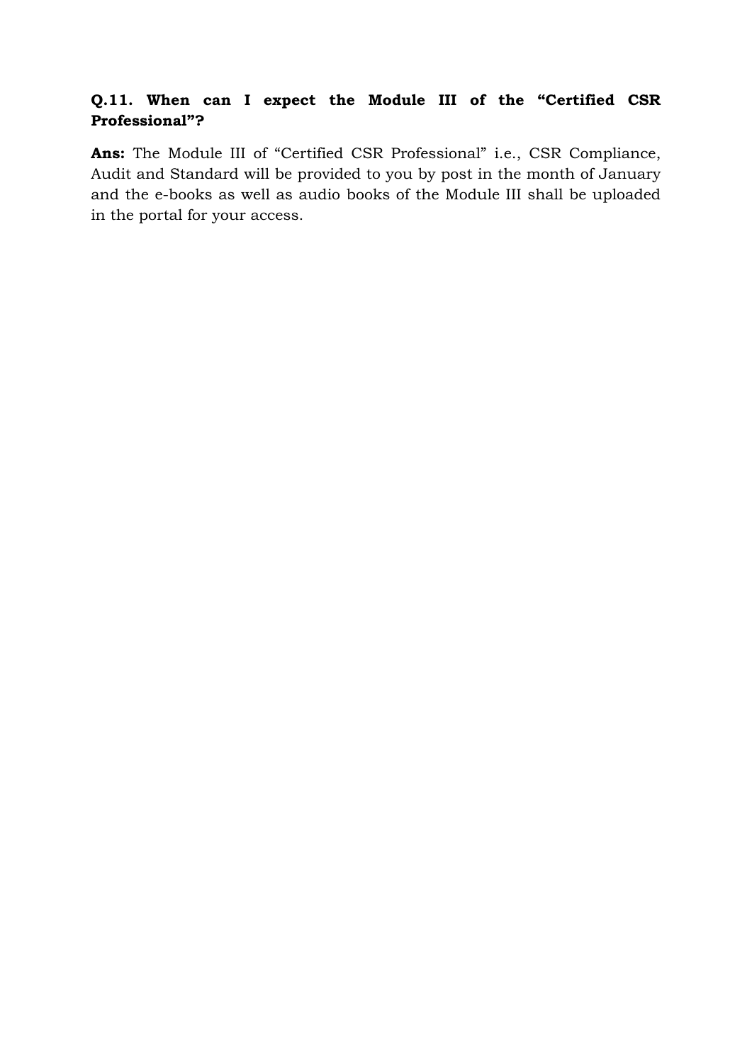**Q.11. When can I expect the Module III of the "Certified CSR Professional"?**

**Ans:** The Module III of "Certified CSR Professional" i.e., CSR Compliance, Audit and Standard will be provided to you by post in the month of January and the e-books as well as audio books of the Module III shall be uploaded in the portal for your access.